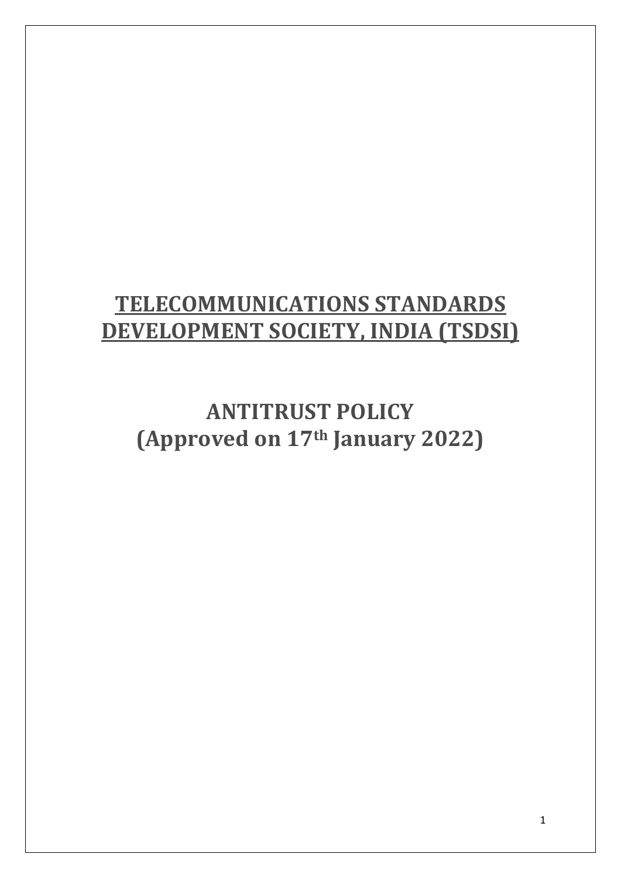# TELECOMMUNICATIONS STANDARDS DEVELOPMENT SOCIETY, INDIA (TSDSI)

# ANTITRUST POLICY (Approved on 17th January 2022)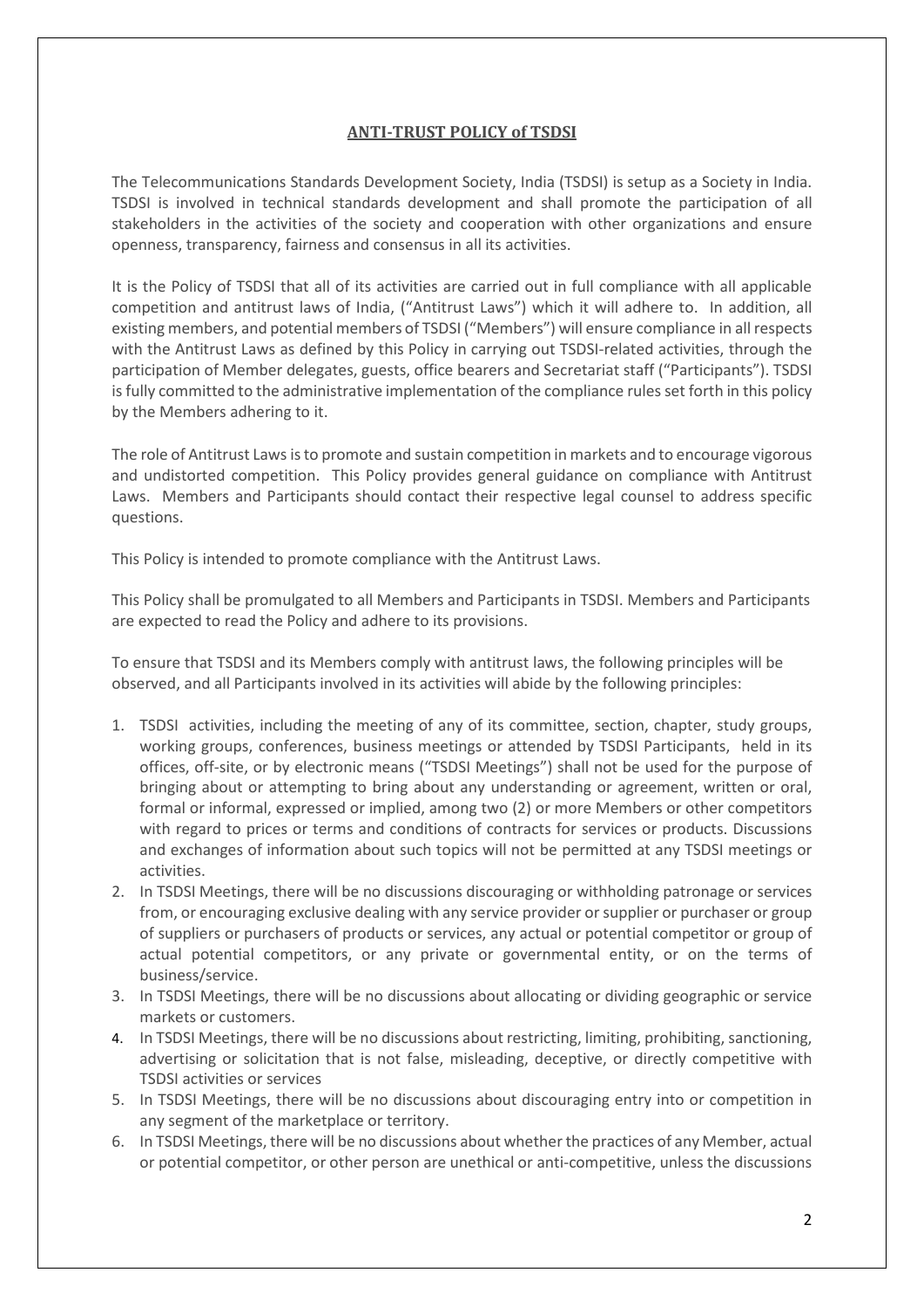## ANTI-TRUST POLICY of TSDSI

The Telecommunications Standards Development Society, India (TSDSI) is setup as a Society in India. TSDSI is involved in technical standards development and shall promote the participation of all stakeholders in the activities of the society and cooperation with other organizations and ensure openness, transparency, fairness and consensus in all its activities.

It is the Policy of TSDSI that all of its activities are carried out in full compliance with all applicable competition and antitrust laws of India, ("Antitrust Laws") which it will adhere to. In addition, all existing members, and potential members of TSDSI ("Members") will ensure compliance in all respects with the Antitrust Laws as defined by this Policy in carrying out TSDSI-related activities, through the participation of Member delegates, guests, office bearers and Secretariat staff ("Participants"). TSDSI is fully committed to the administrative implementation of the compliance rules set forth in this policy by the Members adhering to it.

The role of Antitrust Laws is to promote and sustain competition in markets and to encourage vigorous and undistorted competition. This Policy provides general guidance on compliance with Antitrust Laws. Members and Participants should contact their respective legal counsel to address specific questions.

This Policy is intended to promote compliance with the Antitrust Laws.

This Policy shall be promulgated to all Members and Participants in TSDSI. Members and Participants are expected to read the Policy and adhere to its provisions.

To ensure that TSDSI and its Members comply with antitrust laws, the following principles will be observed, and all Participants involved in its activities will abide by the following principles:

1. TSDSI activities, including the meeting of any of its committee, section, chapter, study groups, working groups, conferences, business meetings or attended by TSDSI Participants, held in its offices, off-site, or by electronic means ("TSDSI Meetings") shall not be used for the purpose of bringing about or attempting to bring about any understanding or agreement, written or oral, formal or informal, expressed or implied, among two (2) or more Members or other competitors with regard to prices or terms and conditions of contracts for services or products. Discussions and exchanges of information about such topics will not be permitted at any TSDSI meetings or activities.
2. In TSDSI Meetings, there will be no discussions discouraging or withholding patronage or services from, or encouraging exclusive dealing with any service provider or supplier or purchaser or group of suppliers or purchasers of products or services, any actual or potential competitor or group of actual potential competitors, or any private or governmental entity, or on the terms of business/service.
3. In TSDSI Meetings, there will be no discussions about allocating or dividing geographic or service markets or customers.
4. In TSDSI Meetings, there will be no discussions about restricting, limiting, prohibiting, sanctioning, advertising or solicitation that is not false, misleading, deceptive, or directly competitive with TSDSI activities or services
5. In TSDSI Meetings, there will be no discussions about discouraging entry into or competition in any segment of the marketplace or territory.
6. In TSDSI Meetings, there will be no discussions about whether the practices of any Member, actual or potential competitor, or other person are unethical or anti-competitive, unless the discussions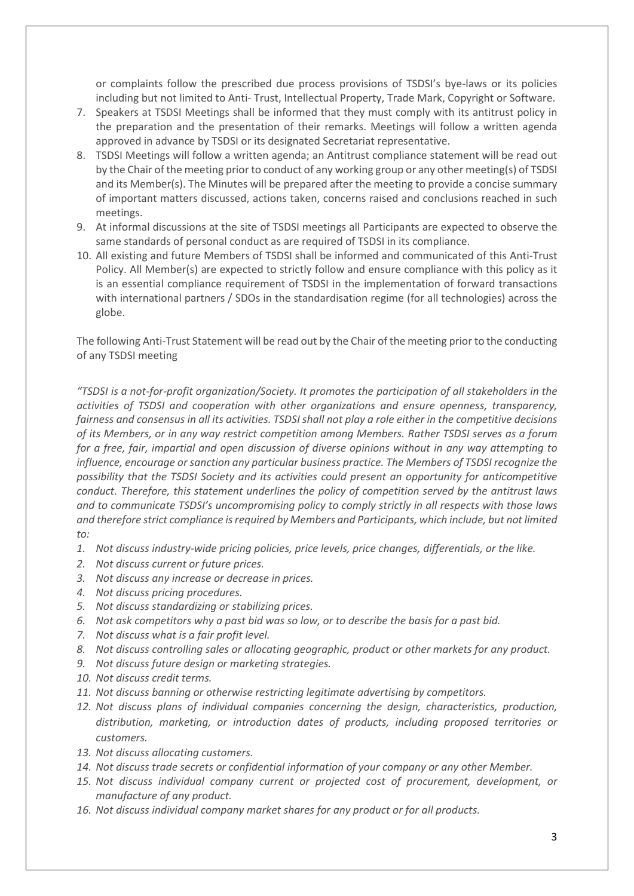or complaints follow the prescribed due process provisions of TSDSI's bye-laws or its policies including but not limited to Anti- Trust, Intellectual Property, Trade Mark, Copyright or Software.

7. Speakers at TSDSI Meetings shall be informed that they must comply with its antitrust policy in the preparation and the presentation of their remarks. Meetings will follow a written agenda approved in advance by TSDSI or its designated Secretariat representative.
8. TSDSI Meetings will follow a written agenda; an Antitrust compliance statement will be read out by the Chair of the meeting prior to conduct of any working group or any other meeting(s) of TSDSI and its Member(s). The Minutes will be prepared after the meeting to provide a concise summary of important matters discussed, actions taken, concerns raised and conclusions reached in such meetings.
9. At informal discussions at the site of TSDSI meetings all Participants are expected to observe the same standards of personal conduct as are required of TSDSI in its compliance.
10. All existing and future Members of TSDSI shall be informed and communicated of this Anti-Trust Policy. All Member(s) are expected to strictly follow and ensure compliance with this policy as it is an essential compliance requirement of TSDSI in the implementation of forward transactions with international partners / SDOs in the standardisation regime (for all technologies) across the globe.

The following Anti-Trust Statement will be read out by the Chair of the meeting prior to the conducting of any TSDSI meeting

*"TSDSI is a not-for-profit organization/Society. It promotes the participation of all stakeholders in the activities of TSDSI and cooperation with other organizations and ensure openness, transparency, fairness and consensus in all its activities. TSDSI shall not play a role either in the competitive decisions of its Members, or in any way restrict competition among Members. Rather TSDSI serves as a forum for a free, fair, impartial and open discussion of diverse opinions without in any way attempting to influence, encourage or sanction any particular business practice. The Members of TSDSI recognize the possibility that the TSDSI Society and its activities could present an opportunity for anticompetitive conduct. Therefore, this statement underlines the policy of competition served by the antitrust laws and to communicate TSDSI's uncompromising policy to comply strictly in all respects with those laws and therefore strict compliance is required by Members and Participants, which include, but not limited to:*

1. *Not discuss industry-wide pricing policies, price levels, price changes, differentials, or the like.*
2. *Not discuss current or future prices.*
3. *Not discuss any increase or decrease in prices.*
4. *Not discuss pricing procedures.*
5. *Not discuss standardizing or stabilizing prices.*
6. *Not ask competitors why a past bid was so low, or to describe the basis for a past bid.*
7. *Not discuss what is a fair profit level.*
8. *Not discuss controlling sales or allocating geographic, product or other markets for any product.*
9. *Not discuss future design or marketing strategies.*
10. *Not discuss credit terms.*
11. *Not discuss banning or otherwise restricting legitimate advertising by competitors.*
12. *Not discuss plans of individual companies concerning the design, characteristics, production, distribution, marketing, or introduction dates of products, including proposed territories or customers.*
13. *Not discuss allocating customers.*
14. *Not discuss trade secrets or confidential information of your company or any other Member.*
15. *Not discuss individual company current or projected cost of procurement, development, or manufacture of any product.*
16. *Not discuss individual company market shares for any product or for all products.*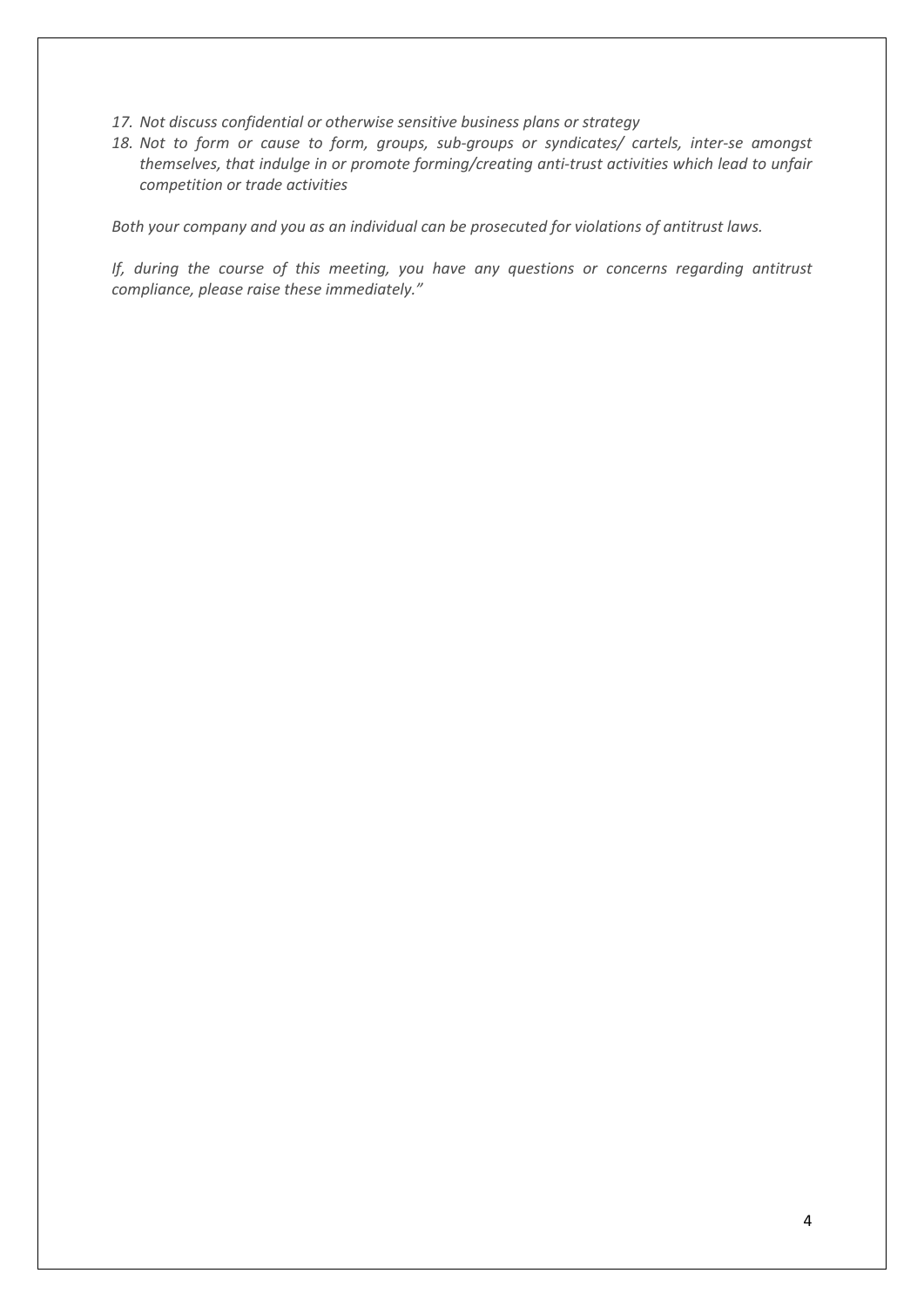17. *Not discuss confidential or otherwise sensitive business plans or strategy*
18. *Not to form or cause to form, groups, sub-groups or syndicates/ cartels, inter-se amongst themselves, that indulge in or promote forming/creating anti-trust activities which lead to unfair competition or trade activities*

*Both your company and you as an individual can be prosecuted for violations of antitrust laws.*

*If, during the course of this meeting, you have any questions or concerns regarding antitrust compliance, please raise these immediately."*